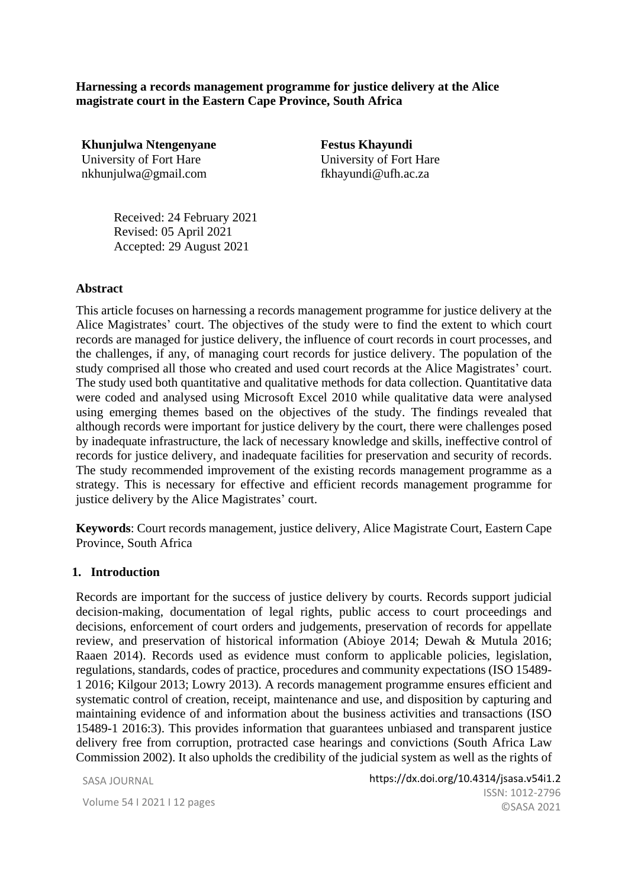# Harnessing a records management programme for justice delivery at the Alice magistrate court in the Eastern Cape Province, South Africa

**Khunjulwa Ntengenyane**
University of Fort Hare
nkhunjulwa@gmail.com

**Festus Khayundi**
University of Fort Hare
fkhayundi@ufh.ac.za

Received: 24 February 2021
Revised: 05 April 2021
Accepted: 29 August 2021

## Abstract

This article focuses on harnessing a records management programme for justice delivery at the Alice Magistrates' court. The objectives of the study were to find the extent to which court records are managed for justice delivery, the influence of court records in court processes, and the challenges, if any, of managing court records for justice delivery. The population of the study comprised all those who created and used court records at the Alice Magistrates' court. The study used both quantitative and qualitative methods for data collection. Quantitative data were coded and analysed using Microsoft Excel 2010 while qualitative data were analysed using emerging themes based on the objectives of the study. The findings revealed that although records were important for justice delivery by the court, there were challenges posed by inadequate infrastructure, the lack of necessary knowledge and skills, ineffective control of records for justice delivery, and inadequate facilities for preservation and security of records. The study recommended improvement of the existing records management programme as a strategy. This is necessary for effective and efficient records management programme for justice delivery by the Alice Magistrates' court.

**Keywords**: Court records management, justice delivery, Alice Magistrate Court, Eastern Cape Province, South Africa

## 1. Introduction

Records are important for the success of justice delivery by courts. Records support judicial decision-making, documentation of legal rights, public access to court proceedings and decisions, enforcement of court orders and judgements, preservation of records for appellate review, and preservation of historical information (Abioye 2014; Dewah & Mutula 2016; Raaen 2014). Records used as evidence must conform to applicable policies, legislation, regulations, standards, codes of practice, procedures and community expectations (ISO 15489-1 2016; Kilgour 2013; Lowry 2013). A records management programme ensures efficient and systematic control of creation, receipt, maintenance and use, and disposition by capturing and maintaining evidence of and information about the business activities and transactions (ISO 15489-1 2016:3). This provides information that guarantees unbiased and transparent justice delivery free from corruption, protracted case hearings and convictions (South Africa Law Commission 2002). It also upholds the credibility of the judicial system as well as the rights of

https://dx.doi.org/10.4314/jsasa.v54i1.2
ISSN: 1012-2796
©SASA 2021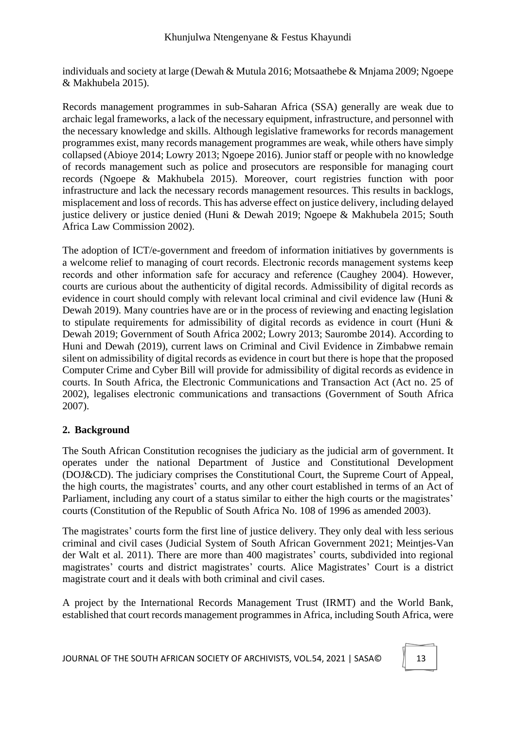individuals and society at large (Dewah & Mutula 2016; Motsaathebe & Mnjama 2009; Ngoepe & Makhubela 2015).

Records management programmes in sub-Saharan Africa (SSA) generally are weak due to archaic legal frameworks, a lack of the necessary equipment, infrastructure, and personnel with the necessary knowledge and skills. Although legislative frameworks for records management programmes exist, many records management programmes are weak, while others have simply collapsed (Abioye 2014; Lowry 2013; Ngoepe 2016). Junior staff or people with no knowledge of records management such as police and prosecutors are responsible for managing court records (Ngoepe & Makhubela 2015). Moreover, court registries function with poor infrastructure and lack the necessary records management resources. This results in backlogs, misplacement and loss of records. This has adverse effect on justice delivery, including delayed justice delivery or justice denied (Huni & Dewah 2019; Ngoepe & Makhubela 2015; South Africa Law Commission 2002).

The adoption of ICT/e-government and freedom of information initiatives by governments is a welcome relief to managing of court records. Electronic records management systems keep records and other information safe for accuracy and reference (Caughey 2004). However, courts are curious about the authenticity of digital records. Admissibility of digital records as evidence in court should comply with relevant local criminal and civil evidence law (Huni & Dewah 2019). Many countries have are or in the process of reviewing and enacting legislation to stipulate requirements for admissibility of digital records as evidence in court (Huni & Dewah 2019; Government of South Africa 2002; Lowry 2013; Saurombe 2014). According to Huni and Dewah (2019), current laws on Criminal and Civil Evidence in Zimbabwe remain silent on admissibility of digital records as evidence in court but there is hope that the proposed Computer Crime and Cyber Bill will provide for admissibility of digital records as evidence in courts. In South Africa, the Electronic Communications and Transaction Act (Act no. 25 of 2002), legalises electronic communications and transactions (Government of South Africa 2007).

## 2. Background

The South African Constitution recognises the judiciary as the judicial arm of government. It operates under the national Department of Justice and Constitutional Development (DOJ&CD). The judiciary comprises the Constitutional Court, the Supreme Court of Appeal, the high courts, the magistrates' courts, and any other court established in terms of an Act of Parliament, including any court of a status similar to either the high courts or the magistrates' courts (Constitution of the Republic of South Africa No. 108 of 1996 as amended 2003).

The magistrates' courts form the first line of justice delivery. They only deal with less serious criminal and civil cases (Judicial System of South African Government 2021; Meintjes-Van der Walt et al. 2011). There are more than 400 magistrates' courts, subdivided into regional magistrates' courts and district magistrates' courts. Alice Magistrates' Court is a district magistrate court and it deals with both criminal and civil cases.

A project by the International Records Management Trust (IRMT) and the World Bank, established that court records management programmes in Africa, including South Africa, were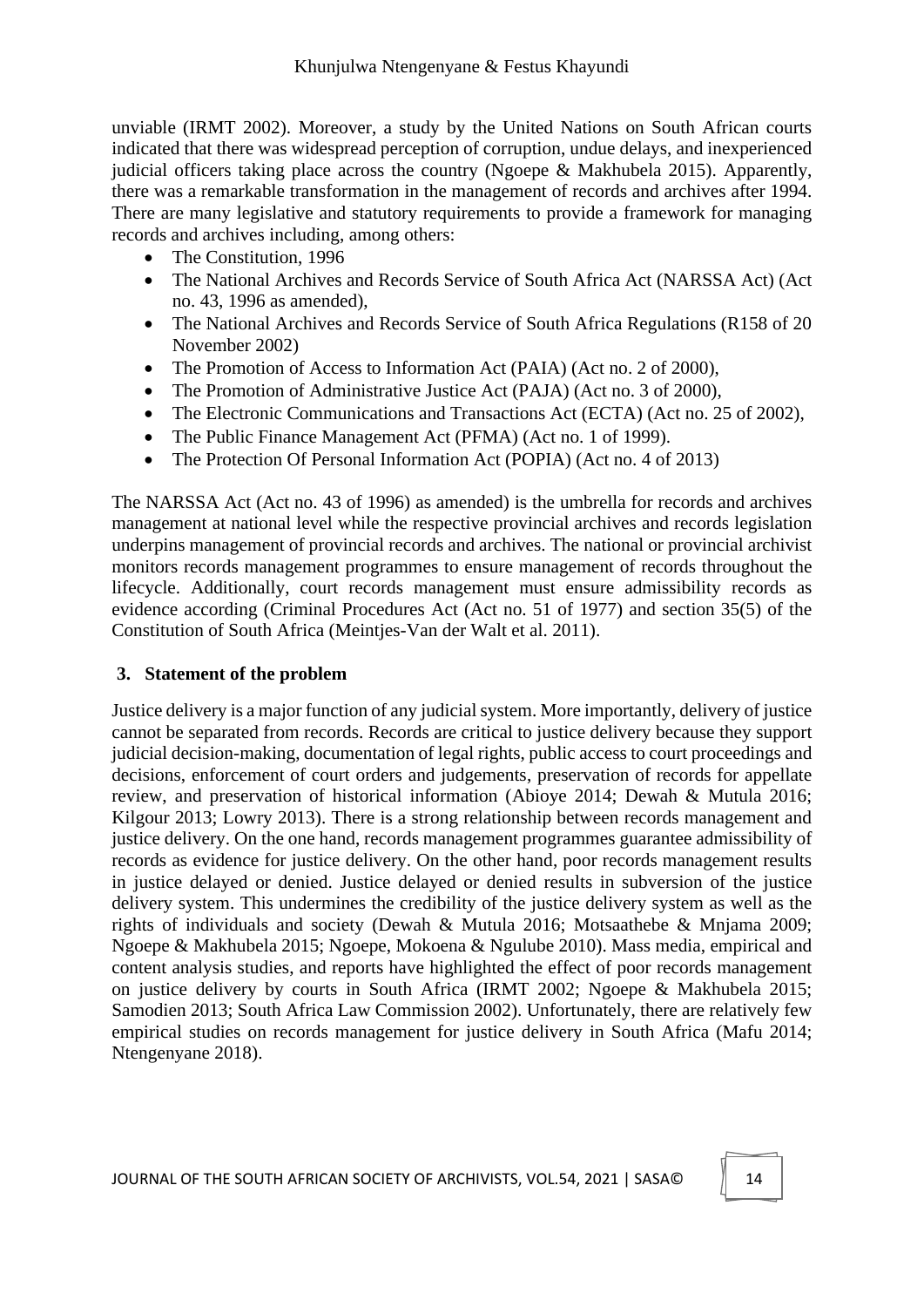unviable (IRMT 2002). Moreover, a study by the United Nations on South African courts indicated that there was widespread perception of corruption, undue delays, and inexperienced judicial officers taking place across the country (Ngoepe & Makhubela 2015). Apparently, there was a remarkable transformation in the management of records and archives after 1994. There are many legislative and statutory requirements to provide a framework for managing records and archives including, among others:

- The Constitution, 1996
- The National Archives and Records Service of South Africa Act (NARSSA Act) (Act no. 43, 1996 as amended),
- The National Archives and Records Service of South Africa Regulations (R158 of 20 November 2002)
- The Promotion of Access to Information Act (PAIA) (Act no. 2 of 2000),
- The Promotion of Administrative Justice Act (PAJA) (Act no. 3 of 2000),
- The Electronic Communications and Transactions Act (ECTA) (Act no. 25 of 2002),
- The Public Finance Management Act (PFMA) (Act no. 1 of 1999).
- The Protection Of Personal Information Act (POPIA) (Act no. 4 of 2013)

The NARSSA Act (Act no. 43 of 1996) as amended) is the umbrella for records and archives management at national level while the respective provincial archives and records legislation underpins management of provincial records and archives. The national or provincial archivist monitors records management programmes to ensure management of records throughout the lifecycle. Additionally, court records management must ensure admissibility records as evidence according (Criminal Procedures Act (Act no. 51 of 1977) and section 35(5) of the Constitution of South Africa (Meintjes-Van der Walt et al. 2011).

## 3. Statement of the problem

Justice delivery is a major function of any judicial system. More importantly, delivery of justice cannot be separated from records. Records are critical to justice delivery because they support judicial decision-making, documentation of legal rights, public access to court proceedings and decisions, enforcement of court orders and judgements, preservation of records for appellate review, and preservation of historical information (Abioye 2014; Dewah & Mutula 2016; Kilgour 2013; Lowry 2013). There is a strong relationship between records management and justice delivery. On the one hand, records management programmes guarantee admissibility of records as evidence for justice delivery. On the other hand, poor records management results in justice delayed or denied. Justice delayed or denied results in subversion of the justice delivery system. This undermines the credibility of the justice delivery system as well as the rights of individuals and society (Dewah & Mutula 2016; Motsaathebe & Mnjama 2009; Ngoepe & Makhubela 2015; Ngoepe, Mokoena & Ngulube 2010). Mass media, empirical and content analysis studies, and reports have highlighted the effect of poor records management on justice delivery by courts in South Africa (IRMT 2002; Ngoepe & Makhubela 2015; Samodien 2013; South Africa Law Commission 2002). Unfortunately, there are relatively few empirical studies on records management for justice delivery in South Africa (Mafu 2014; Ntengenyane 2018).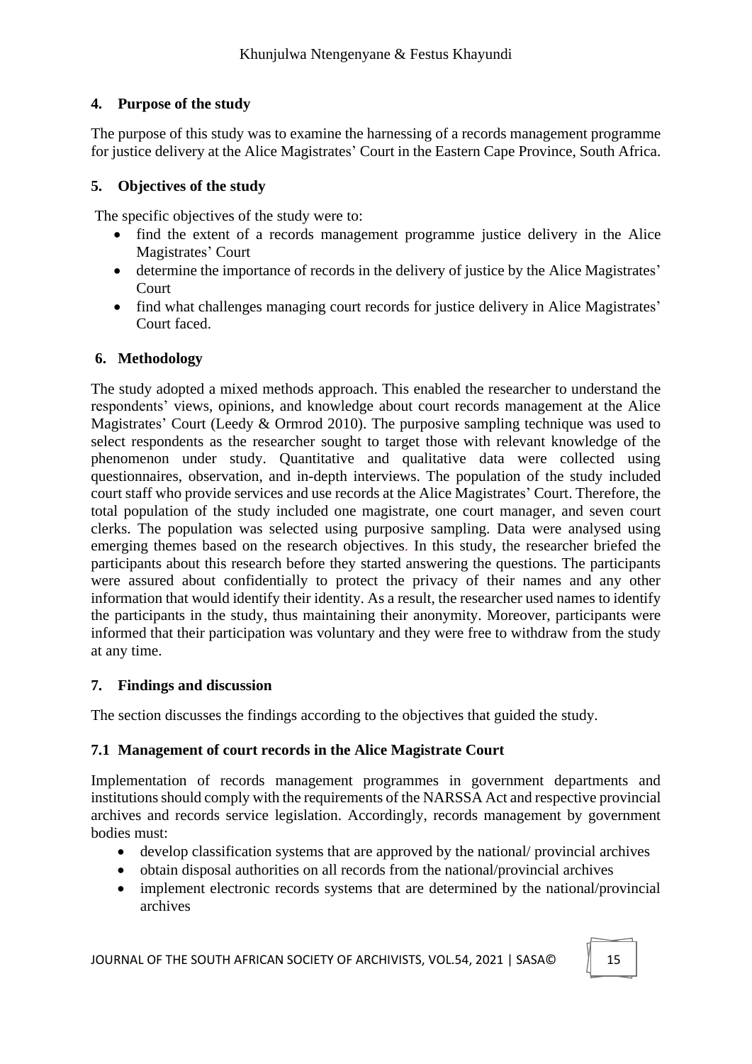## 4. Purpose of the study

The purpose of this study was to examine the harnessing of a records management programme for justice delivery at the Alice Magistrates' Court in the Eastern Cape Province, South Africa.

## 5. Objectives of the study

The specific objectives of the study were to:

- find the extent of a records management programme justice delivery in the Alice Magistrates' Court
- determine the importance of records in the delivery of justice by the Alice Magistrates' Court
- find what challenges managing court records for justice delivery in Alice Magistrates' Court faced.

## 6. Methodology

The study adopted a mixed methods approach. This enabled the researcher to understand the respondents' views, opinions, and knowledge about court records management at the Alice Magistrates' Court (Leedy & Ormrod 2010). The purposive sampling technique was used to select respondents as the researcher sought to target those with relevant knowledge of the phenomenon under study. Quantitative and qualitative data were collected using questionnaires, observation, and in-depth interviews. The population of the study included court staff who provide services and use records at the Alice Magistrates' Court. Therefore, the total population of the study included one magistrate, one court manager, and seven court clerks. The population was selected using purposive sampling. Data were analysed using emerging themes based on the research objectives. In this study, the researcher briefed the participants about this research before they started answering the questions. The participants were assured about confidentially to protect the privacy of their names and any other information that would identify their identity. As a result, the researcher used names to identify the participants in the study, thus maintaining their anonymity. Moreover, participants were informed that their participation was voluntary and they were free to withdraw from the study at any time.

## 7. Findings and discussion

The section discusses the findings according to the objectives that guided the study.

### 7.1 Management of court records in the Alice Magistrate Court

Implementation of records management programmes in government departments and institutions should comply with the requirements of the NARSSA Act and respective provincial archives and records service legislation. Accordingly, records management by government bodies must:

- develop classification systems that are approved by the national/ provincial archives
- obtain disposal authorities on all records from the national/provincial archives
- implement electronic records systems that are determined by the national/provincial archives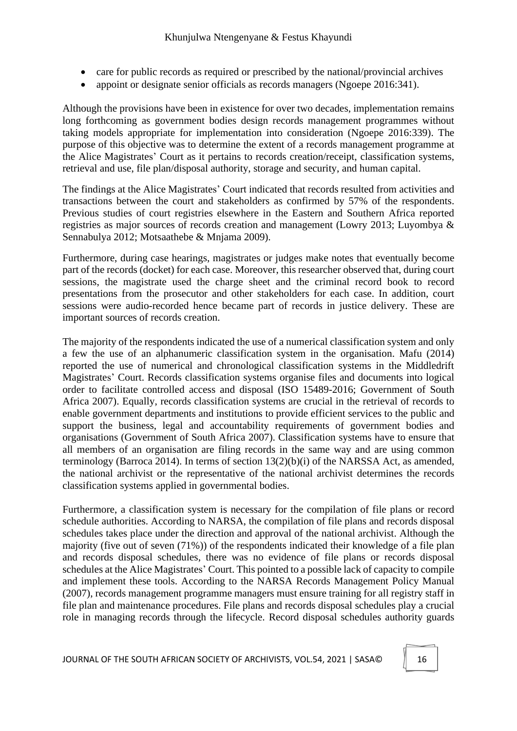- care for public records as required or prescribed by the national/provincial archives
- appoint or designate senior officials as records managers (Ngoepe 2016:341).

Although the provisions have been in existence for over two decades, implementation remains long forthcoming as government bodies design records management programmes without taking models appropriate for implementation into consideration (Ngoepe 2016:339). The purpose of this objective was to determine the extent of a records management programme at the Alice Magistrates' Court as it pertains to records creation/receipt, classification systems, retrieval and use, file plan/disposal authority, storage and security, and human capital.

The findings at the Alice Magistrates' Court indicated that records resulted from activities and transactions between the court and stakeholders as confirmed by 57% of the respondents. Previous studies of court registries elsewhere in the Eastern and Southern Africa reported registries as major sources of records creation and management (Lowry 2013; Luyombya & Sennabulya 2012; Motsaathebe & Mnjama 2009).

Furthermore, during case hearings, magistrates or judges make notes that eventually become part of the records (docket) for each case. Moreover, this researcher observed that, during court sessions, the magistrate used the charge sheet and the criminal record book to record presentations from the prosecutor and other stakeholders for each case. In addition, court sessions were audio-recorded hence became part of records in justice delivery. These are important sources of records creation.

The majority of the respondents indicated the use of a numerical classification system and only a few the use of an alphanumeric classification system in the organisation. Mafu (2014) reported the use of numerical and chronological classification systems in the Middledrift Magistrates' Court. Records classification systems organise files and documents into logical order to facilitate controlled access and disposal (ISO 15489-2016; Government of South Africa 2007). Equally, records classification systems are crucial in the retrieval of records to enable government departments and institutions to provide efficient services to the public and support the business, legal and accountability requirements of government bodies and organisations (Government of South Africa 2007). Classification systems have to ensure that all members of an organisation are filing records in the same way and are using common terminology (Barroca 2014). In terms of section 13(2)(b)(i) of the NARSSA Act, as amended, the national archivist or the representative of the national archivist determines the records classification systems applied in governmental bodies.

Furthermore, a classification system is necessary for the compilation of file plans or record schedule authorities. According to NARSA, the compilation of file plans and records disposal schedules takes place under the direction and approval of the national archivist. Although the majority (five out of seven (71%)) of the respondents indicated their knowledge of a file plan and records disposal schedules, there was no evidence of file plans or records disposal schedules at the Alice Magistrates' Court. This pointed to a possible lack of capacity to compile and implement these tools. According to the NARSA Records Management Policy Manual (2007), records management programme managers must ensure training for all registry staff in file plan and maintenance procedures. File plans and records disposal schedules play a crucial role in managing records through the lifecycle. Record disposal schedules authority guards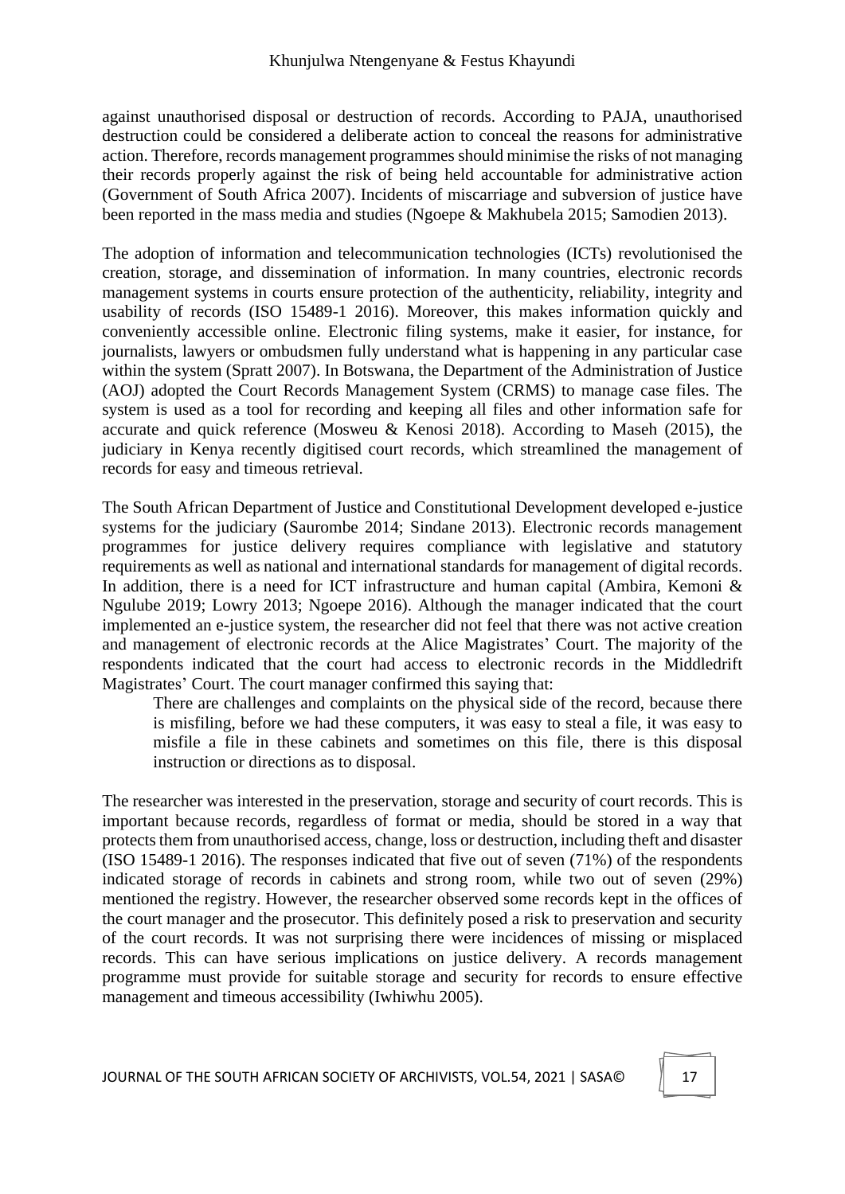against unauthorised disposal or destruction of records. According to PAJA, unauthorised destruction could be considered a deliberate action to conceal the reasons for administrative action. Therefore, records management programmes should minimise the risks of not managing their records properly against the risk of being held accountable for administrative action (Government of South Africa 2007). Incidents of miscarriage and subversion of justice have been reported in the mass media and studies (Ngoepe & Makhubela 2015; Samodien 2013).

The adoption of information and telecommunication technologies (ICTs) revolutionised the creation, storage, and dissemination of information. In many countries, electronic records management systems in courts ensure protection of the authenticity, reliability, integrity and usability of records (ISO 15489-1 2016). Moreover, this makes information quickly and conveniently accessible online. Electronic filing systems, make it easier, for instance, for journalists, lawyers or ombudsmen fully understand what is happening in any particular case within the system (Spratt 2007). In Botswana, the Department of the Administration of Justice (AOJ) adopted the Court Records Management System (CRMS) to manage case files. The system is used as a tool for recording and keeping all files and other information safe for accurate and quick reference (Mosweu & Kenosi 2018). According to Maseh (2015), the judiciary in Kenya recently digitised court records, which streamlined the management of records for easy and timeous retrieval.

The South African Department of Justice and Constitutional Development developed e-justice systems for the judiciary (Saurombe 2014; Sindane 2013). Electronic records management programmes for justice delivery requires compliance with legislative and statutory requirements as well as national and international standards for management of digital records. In addition, there is a need for ICT infrastructure and human capital (Ambira, Kemoni & Ngulube 2019; Lowry 2013; Ngoepe 2016). Although the manager indicated that the court implemented an e-justice system, the researcher did not feel that there was not active creation and management of electronic records at the Alice Magistrates' Court. The majority of the respondents indicated that the court had access to electronic records in the Middledrift Magistrates' Court. The court manager confirmed this saying that:

> There are challenges and complaints on the physical side of the record, because there is misfiling, before we had these computers, it was easy to steal a file, it was easy to misfile a file in these cabinets and sometimes on this file, there is this disposal instruction or directions as to disposal.

The researcher was interested in the preservation, storage and security of court records. This is important because records, regardless of format or media, should be stored in a way that protects them from unauthorised access, change, loss or destruction, including theft and disaster (ISO 15489-1 2016). The responses indicated that five out of seven (71%) of the respondents indicated storage of records in cabinets and strong room, while two out of seven (29%) mentioned the registry. However, the researcher observed some records kept in the offices of the court manager and the prosecutor. This definitely posed a risk to preservation and security of the court records. It was not surprising there were incidences of missing or misplaced records. This can have serious implications on justice delivery. A records management programme must provide for suitable storage and security for records to ensure effective management and timeous accessibility (Iwhiwhu 2005).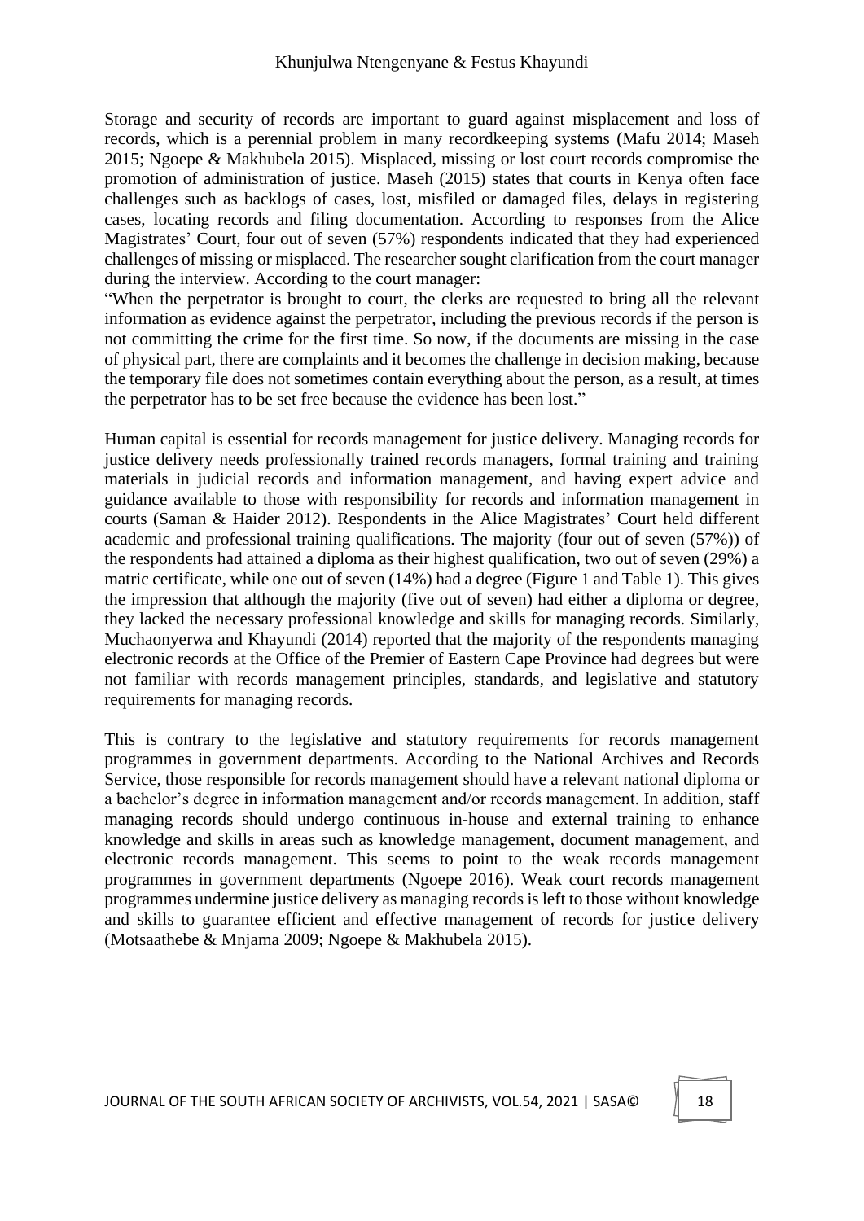Storage and security of records are important to guard against misplacement and loss of records, which is a perennial problem in many recordkeeping systems (Mafu 2014; Maseh 2015; Ngoepe & Makhubela 2015). Misplaced, missing or lost court records compromise the promotion of administration of justice. Maseh (2015) states that courts in Kenya often face challenges such as backlogs of cases, lost, misfiled or damaged files, delays in registering cases, locating records and filing documentation. According to responses from the Alice Magistrates' Court, four out of seven (57%) respondents indicated that they had experienced challenges of missing or misplaced. The researcher sought clarification from the court manager during the interview. According to the court manager:

"When the perpetrator is brought to court, the clerks are requested to bring all the relevant information as evidence against the perpetrator, including the previous records if the person is not committing the crime for the first time. So now, if the documents are missing in the case of physical part, there are complaints and it becomes the challenge in decision making, because the temporary file does not sometimes contain everything about the person, as a result, at times the perpetrator has to be set free because the evidence has been lost."

Human capital is essential for records management for justice delivery. Managing records for justice delivery needs professionally trained records managers, formal training and training materials in judicial records and information management, and having expert advice and guidance available to those with responsibility for records and information management in courts (Saman & Haider 2012). Respondents in the Alice Magistrates' Court held different academic and professional training qualifications. The majority (four out of seven (57%)) of the respondents had attained a diploma as their highest qualification, two out of seven (29%) a matric certificate, while one out of seven (14%) had a degree (Figure 1 and Table 1). This gives the impression that although the majority (five out of seven) had either a diploma or degree, they lacked the necessary professional knowledge and skills for managing records. Similarly, Muchaonyerwa and Khayundi (2014) reported that the majority of the respondents managing electronic records at the Office of the Premier of Eastern Cape Province had degrees but were not familiar with records management principles, standards, and legislative and statutory requirements for managing records.

This is contrary to the legislative and statutory requirements for records management programmes in government departments. According to the National Archives and Records Service, those responsible for records management should have a relevant national diploma or a bachelor's degree in information management and/or records management. In addition, staff managing records should undergo continuous in-house and external training to enhance knowledge and skills in areas such as knowledge management, document management, and electronic records management. This seems to point to the weak records management programmes in government departments (Ngoepe 2016). Weak court records management programmes undermine justice delivery as managing records is left to those without knowledge and skills to guarantee efficient and effective management of records for justice delivery (Motsaathebe & Mnjama 2009; Ngoepe & Makhubela 2015).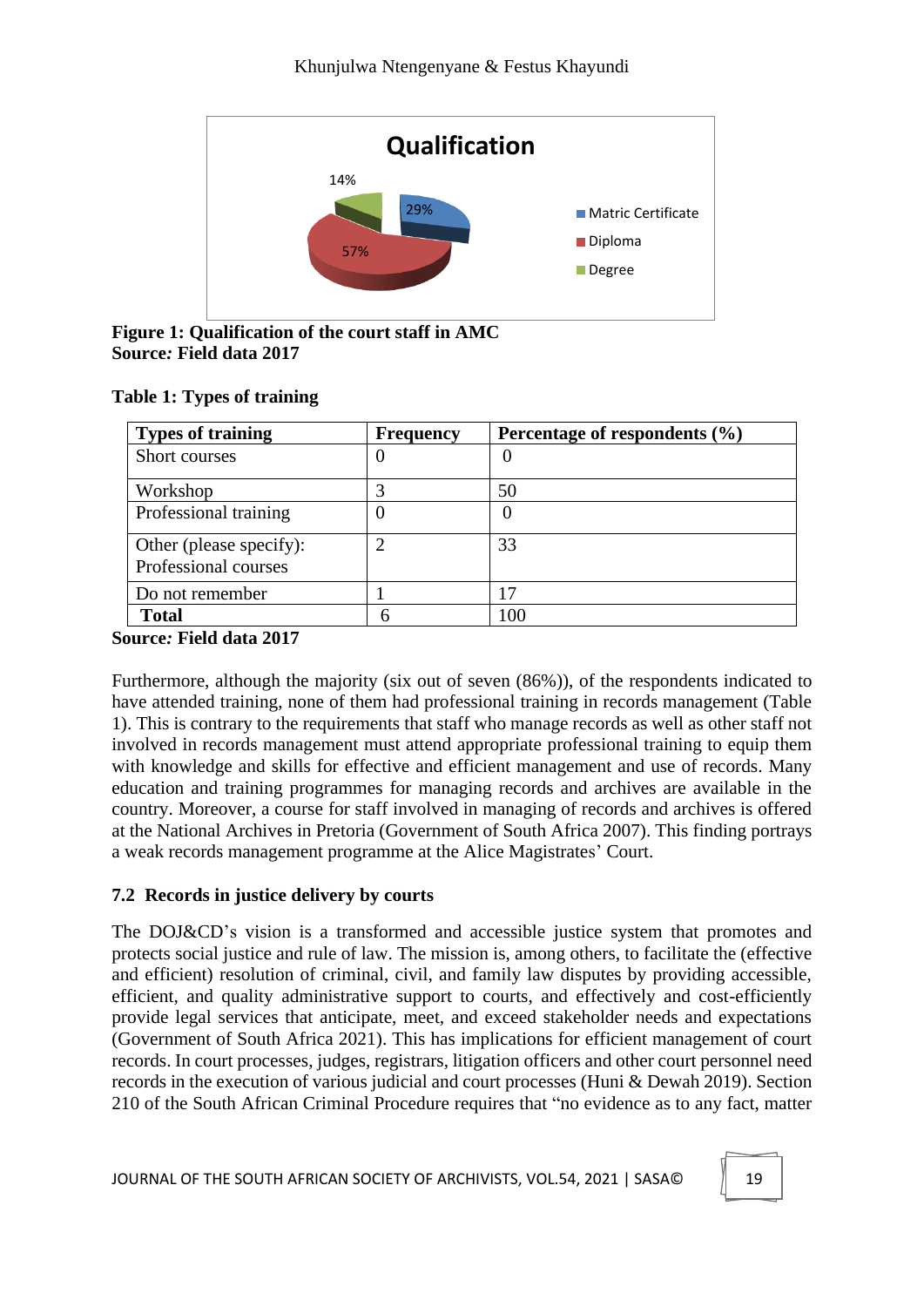**Figure 1: Qualification of the court staff in AMC**
**Source: Field data 2017**

**Table 1: Types of training**

| Types of training | Frequency | Percentage of respondents (%) |
|---|---|---|
| Short courses | 0 | 0 |
| Workshop | 3 | 50 |
| Professional training | 0 | 0 |
| Other (please specify): Professional courses | 2 | 33 |
| Do not remember | 1 | 17 |
| **Total** | 6 | 100 |

**Source: Field data 2017**

Furthermore, although the majority (six out of seven (86%)), of the respondents indicated to have attended training, none of them had professional training in records management (Table 1). This is contrary to the requirements that staff who manage records as well as other staff not involved in records management must attend appropriate professional training to equip them with knowledge and skills for effective and efficient management and use of records. Many education and training programmes for managing records and archives are available in the country. Moreover, a course for staff involved in managing of records and archives is offered at the National Archives in Pretoria (Government of South Africa 2007). This finding portrays a weak records management programme at the Alice Magistrates' Court.

### 7.2 Records in justice delivery by courts

The DOJ&CD's vision is a transformed and accessible justice system that promotes and protects social justice and rule of law. The mission is, among others, to facilitate the (effective and efficient) resolution of criminal, civil, and family law disputes by providing accessible, efficient, and quality administrative support to courts, and effectively and cost-efficiently provide legal services that anticipate, meet, and exceed stakeholder needs and expectations (Government of South Africa 2021). This has implications for efficient management of court records. In court processes, judges, registrars, litigation officers and other court personnel need records in the execution of various judicial and court processes (Huni & Dewah 2019). Section 210 of the South African Criminal Procedure requires that "no evidence as to any fact, matter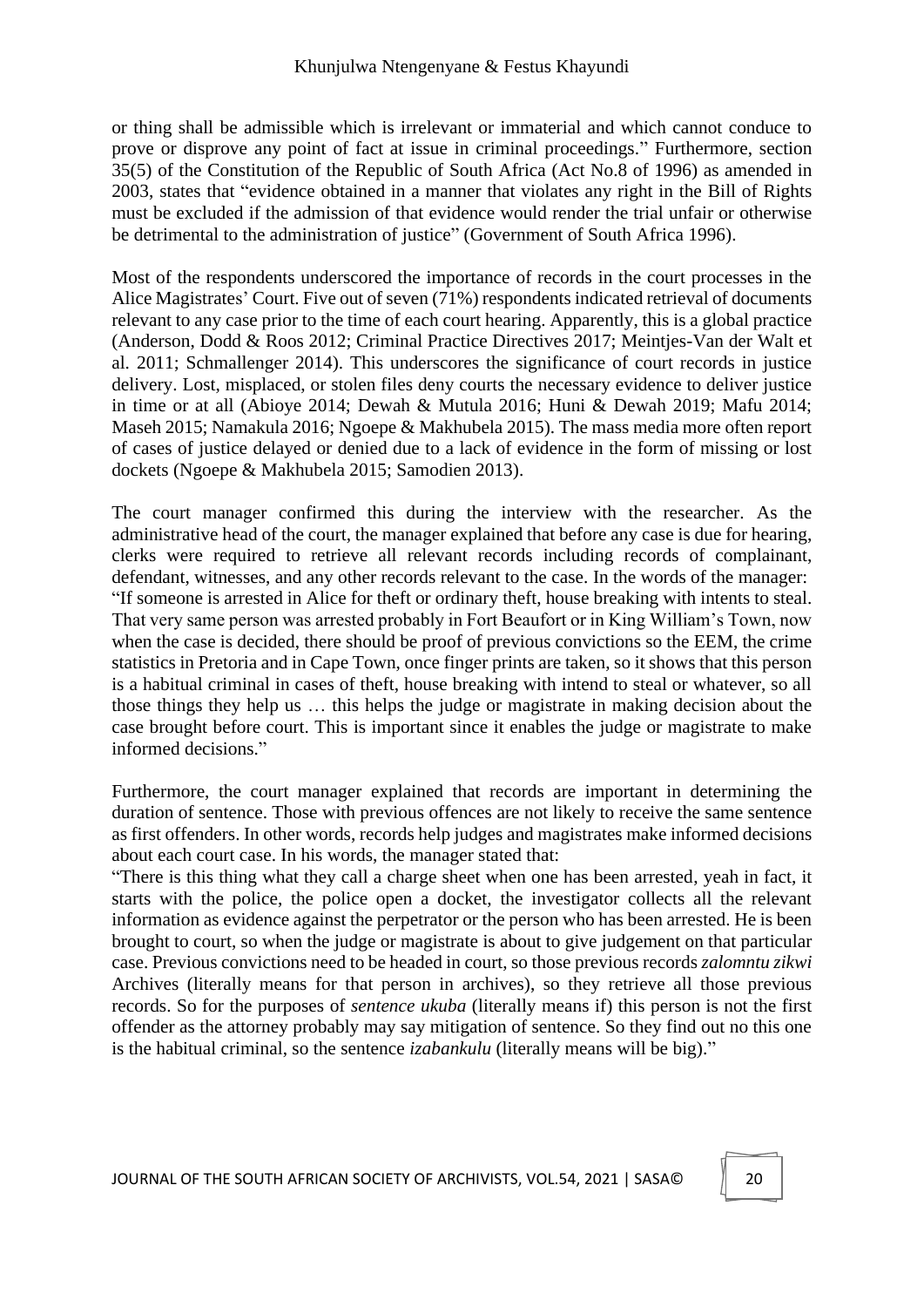or thing shall be admissible which is irrelevant or immaterial and which cannot conduce to prove or disprove any point of fact at issue in criminal proceedings." Furthermore, section 35(5) of the Constitution of the Republic of South Africa (Act No.8 of 1996) as amended in 2003, states that "evidence obtained in a manner that violates any right in the Bill of Rights must be excluded if the admission of that evidence would render the trial unfair or otherwise be detrimental to the administration of justice" (Government of South Africa 1996).

Most of the respondents underscored the importance of records in the court processes in the Alice Magistrates' Court. Five out of seven (71%) respondents indicated retrieval of documents relevant to any case prior to the time of each court hearing. Apparently, this is a global practice (Anderson, Dodd & Roos 2012; Criminal Practice Directives 2017; Meintjes-Van der Walt et al. 2011; Schmallenger 2014). This underscores the significance of court records in justice delivery. Lost, misplaced, or stolen files deny courts the necessary evidence to deliver justice in time or at all (Abioye 2014; Dewah & Mutula 2016; Huni & Dewah 2019; Mafu 2014; Maseh 2015; Namakula 2016; Ngoepe & Makhubela 2015). The mass media more often report of cases of justice delayed or denied due to a lack of evidence in the form of missing or lost dockets (Ngoepe & Makhubela 2015; Samodien 2013).

The court manager confirmed this during the interview with the researcher. As the administrative head of the court, the manager explained that before any case is due for hearing, clerks were required to retrieve all relevant records including records of complainant, defendant, witnesses, and any other records relevant to the case. In the words of the manager:
"If someone is arrested in Alice for theft or ordinary theft, house breaking with intents to steal. That very same person was arrested probably in Fort Beaufort or in King William's Town, now when the case is decided, there should be proof of previous convictions so the EEM, the crime statistics in Pretoria and in Cape Town, once finger prints are taken, so it shows that this person is a habitual criminal in cases of theft, house breaking with intend to steal or whatever, so all those things they help us … this helps the judge or magistrate in making decision about the case brought before court. This is important since it enables the judge or magistrate to make informed decisions."

Furthermore, the court manager explained that records are important in determining the duration of sentence. Those with previous offences are not likely to receive the same sentence as first offenders. In other words, records help judges and magistrates make informed decisions about each court case. In his words, the manager stated that:
"There is this thing what they call a charge sheet when one has been arrested, yeah in fact, it starts with the police, the police open a docket, the investigator collects all the relevant information as evidence against the perpetrator or the person who has been arrested. He is been brought to court, so when the judge or magistrate is about to give judgement on that particular case. Previous convictions need to be headed in court, so those previous records *zalomntu zikwi* Archives (literally means for that person in archives), so they retrieve all those previous records. So for the purposes of *sentence ukuba* (literally means if) this person is not the first offender as the attorney probably may say mitigation of sentence. So they find out no this one is the habitual criminal, so the sentence *izabankulu* (literally means will be big)."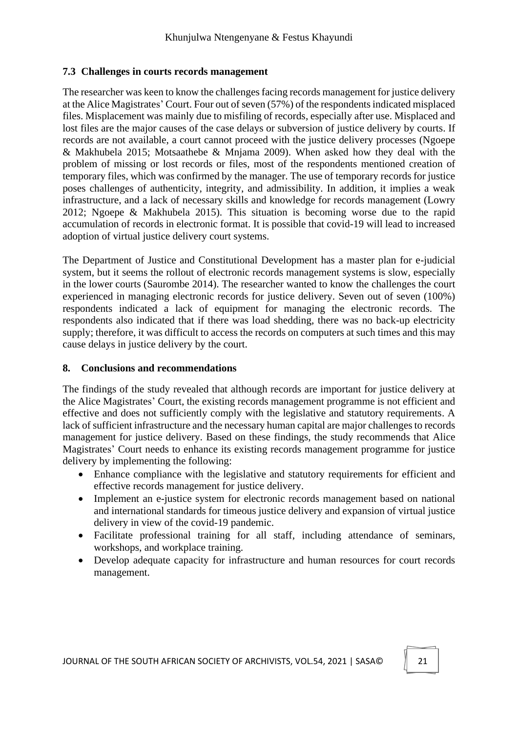### 7.3 Challenges in courts records management

The researcher was keen to know the challenges facing records management for justice delivery at the Alice Magistrates' Court. Four out of seven (57%) of the respondents indicated misplaced files. Misplacement was mainly due to misfiling of records, especially after use. Misplaced and lost files are the major causes of the case delays or subversion of justice delivery by courts. If records are not available, a court cannot proceed with the justice delivery processes (Ngoepe & Makhubela 2015; Motsaathebe & Mnjama 2009). When asked how they deal with the problem of missing or lost records or files, most of the respondents mentioned creation of temporary files, which was confirmed by the manager. The use of temporary records for justice poses challenges of authenticity, integrity, and admissibility. In addition, it implies a weak infrastructure, and a lack of necessary skills and knowledge for records management (Lowry 2012; Ngoepe & Makhubela 2015). This situation is becoming worse due to the rapid accumulation of records in electronic format. It is possible that covid-19 will lead to increased adoption of virtual justice delivery court systems.

The Department of Justice and Constitutional Development has a master plan for e-judicial system, but it seems the rollout of electronic records management systems is slow, especially in the lower courts (Saurombe 2014). The researcher wanted to know the challenges the court experienced in managing electronic records for justice delivery. Seven out of seven (100%) respondents indicated a lack of equipment for managing the electronic records. The respondents also indicated that if there was load shedding, there was no back-up electricity supply; therefore, it was difficult to access the records on computers at such times and this may cause delays in justice delivery by the court.

## 8. Conclusions and recommendations

The findings of the study revealed that although records are important for justice delivery at the Alice Magistrates' Court, the existing records management programme is not efficient and effective and does not sufficiently comply with the legislative and statutory requirements. A lack of sufficient infrastructure and the necessary human capital are major challenges to records management for justice delivery. Based on these findings, the study recommends that Alice Magistrates' Court needs to enhance its existing records management programme for justice delivery by implementing the following:

- Enhance compliance with the legislative and statutory requirements for efficient and effective records management for justice delivery.
- Implement an e-justice system for electronic records management based on national and international standards for timeous justice delivery and expansion of virtual justice delivery in view of the covid-19 pandemic.
- Facilitate professional training for all staff, including attendance of seminars, workshops, and workplace training.
- Develop adequate capacity for infrastructure and human resources for court records management.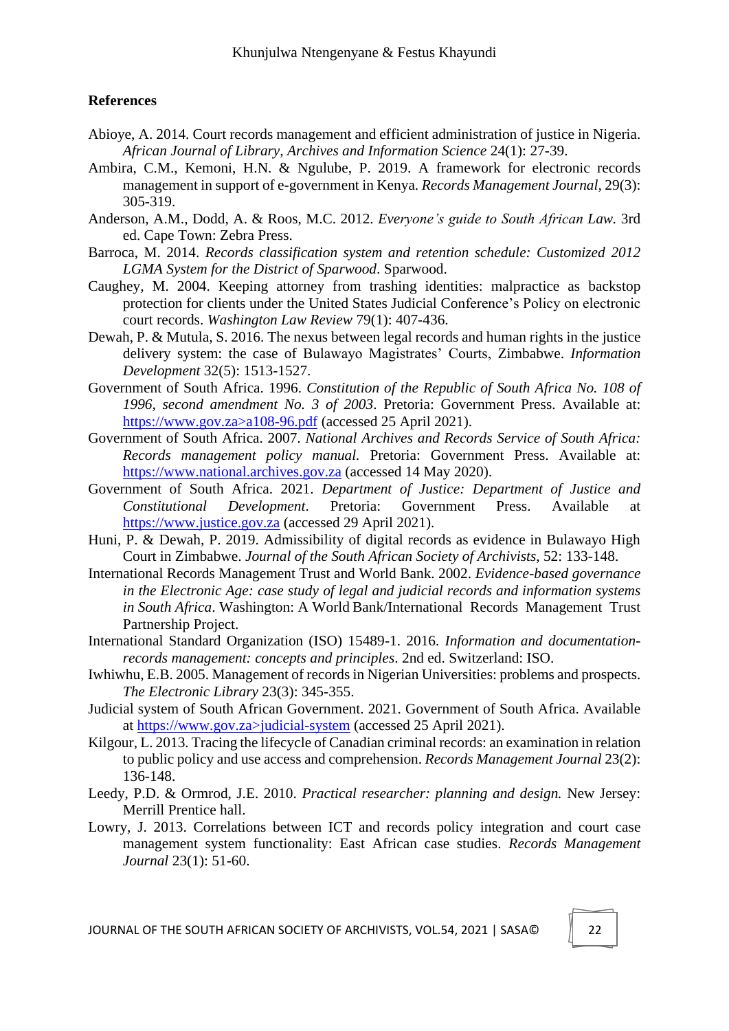## References

Abioye, A. 2014. Court records management and efficient administration of justice in Nigeria. *African Journal of Library, Archives and Information Science* 24(1): 27-39.

Ambira, C.M., Kemoni, H.N. & Ngulube, P. 2019. A framework for electronic records management in support of e-government in Kenya. *Records Management Journal*, 29(3): 305-319.

Anderson, A.M., Dodd, A. & Roos, M.C. 2012. *Everyone's guide to South African Law.* 3rd ed. Cape Town: Zebra Press.

Barroca, M. 2014. *Records classification system and retention schedule: Customized 2012 LGMA System for the District of Sparwood*. Sparwood.

Caughey, M. 2004. Keeping attorney from trashing identities: malpractice as backstop protection for clients under the United States Judicial Conference's Policy on electronic court records. *Washington Law Review* 79(1): 407-436.

Dewah, P. & Mutula, S. 2016. The nexus between legal records and human rights in the justice delivery system: the case of Bulawayo Magistrates' Courts, Zimbabwe. *Information Development* 32(5): 1513-1527.

Government of South Africa. 1996. *Constitution of the Republic of South Africa No. 108 of 1996, second amendment No. 3 of 2003*. Pretoria: Government Press. Available at: https://www.gov.za>a108-96.pdf (accessed 25 April 2021).

Government of South Africa. 2007. *National Archives and Records Service of South Africa: Records management policy manual.* Pretoria: Government Press. Available at: https://www.national.archives.gov.za (accessed 14 May 2020).

Government of South Africa. 2021. *Department of Justice: Department of Justice and Constitutional Development*. Pretoria: Government Press. Available at https://www.justice.gov.za (accessed 29 April 2021).

Huni, P. & Dewah, P. 2019. Admissibility of digital records as evidence in Bulawayo High Court in Zimbabwe. *Journal of the South African Society of Archivists*, 52: 133-148.

International Records Management Trust and World Bank. 2002. *Evidence-based governance in the Electronic Age: case study of legal and judicial records and information systems in South Africa*. Washington: A World Bank/International Records Management Trust Partnership Project.

International Standard Organization (ISO) 15489-1. 2016. *Information and documentation-records management: concepts and principles*. 2nd ed. Switzerland: ISO.

Iwhiwhu, E.B. 2005. Management of records in Nigerian Universities: problems and prospects. *The Electronic Library* 23(3): 345-355.

Judicial system of South African Government. 2021. Government of South Africa. Available at https://www.gov.za>judicial-system (accessed 25 April 2021).

Kilgour, L. 2013. Tracing the lifecycle of Canadian criminal records: an examination in relation to public policy and use access and comprehension. *Records Management Journal* 23(2): 136-148.

Leedy, P.D. & Ormrod, J.E. 2010. *Practical researcher: planning and design.* New Jersey: Merrill Prentice hall.

Lowry, J. 2013. Correlations between ICT and records policy integration and court case management system functionality: East African case studies. *Records Management Journal* 23(1): 51-60.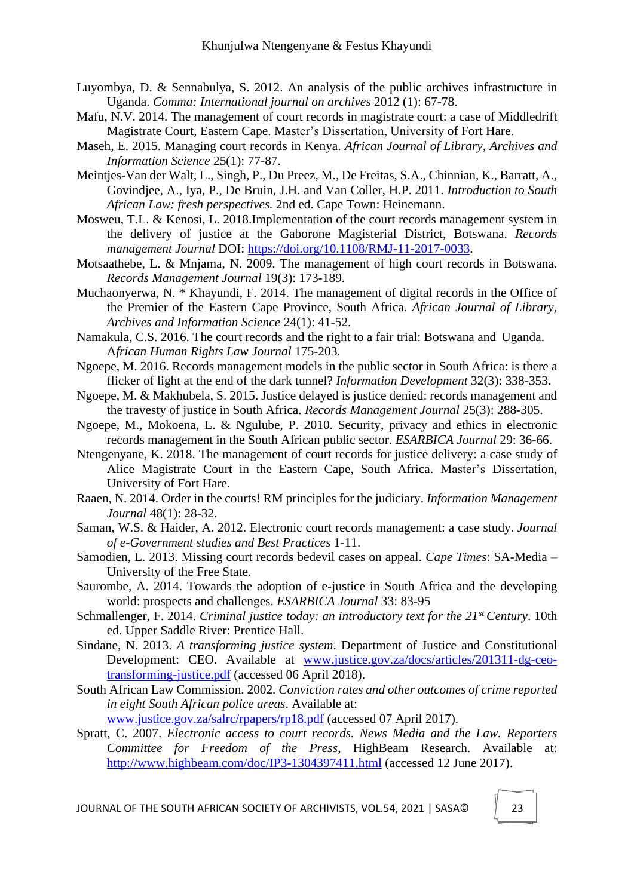Luyombya, D. & Sennabulya, S. 2012. An analysis of the public archives infrastructure in Uganda. *Comma: International journal on archives* 2012 (1): 67-78.

Mafu, N.V. 2014. The management of court records in magistrate court: a case of Middledrift Magistrate Court, Eastern Cape. Master's Dissertation, University of Fort Hare.

Maseh, E. 2015. Managing court records in Kenya. *African Journal of Library, Archives and Information Science* 25(1): 77-87.

Meintjes-Van der Walt, L., Singh, P., Du Preez, M., De Freitas, S.A., Chinnian, K., Barratt, A., Govindjee, A., Iya, P., De Bruin, J.H. and Van Coller, H.P. 2011. *Introduction to South African Law: fresh perspectives.* 2nd ed. Cape Town: Heinemann.

Mosweu, T.L. & Kenosi, L. 2018.Implementation of the court records management system in the delivery of justice at the Gaborone Magisterial District, Botswana. *Records management Journal* DOI: https://doi.org/10.1108/RMJ-11-2017-0033.

Motsaathebe, L. & Mnjama, N. 2009. The management of high court records in Botswana. *Records Management Journal* 19(3): 173-189.

Muchaonyerwa, N. * Khayundi, F. 2014. The management of digital records in the Office of the Premier of the Eastern Cape Province, South Africa. *African Journal of Library, Archives and Information Science* 24(1): 41-52.

Namakula, C.S. 2016. The court records and the right to a fair trial: Botswana and Uganda. *African Human Rights Law Journal* 175-203.

Ngoepe, M. 2016. Records management models in the public sector in South Africa: is there a flicker of light at the end of the dark tunnel? *Information Development* 32(3): 338-353.

Ngoepe, M. & Makhubela, S. 2015. Justice delayed is justice denied: records management and the travesty of justice in South Africa. *Records Management Journal* 25(3): 288-305.

Ngoepe, M., Mokoena, L. & Ngulube, P. 2010. Security, privacy and ethics in electronic records management in the South African public sector. *ESARBICA Journal* 29: 36-66.

Ntengenyane, K. 2018. The management of court records for justice delivery: a case study of Alice Magistrate Court in the Eastern Cape, South Africa. Master's Dissertation, University of Fort Hare.

Raaen, N. 2014. Order in the courts! RM principles for the judiciary. *Information Management Journal* 48(1): 28-32.

Saman, W.S. & Haider, A. 2012. Electronic court records management: a case study. *Journal of e-Government studies and Best Practices* 1-11.

Samodien, L. 2013. Missing court records bedevil cases on appeal. *Cape Times*: SA-Media – University of the Free State.

Saurombe, A. 2014. Towards the adoption of e-justice in South Africa and the developing world: prospects and challenges. *ESARBICA Journal* 33: 83-95

Schmallenger, F. 2014. *Criminal justice today: an introductory text for the 21st Century*. 10th ed. Upper Saddle River: Prentice Hall.

Sindane, N. 2013. *A transforming justice system*. Department of Justice and Constitutional Development: CEO. Available at www.justice.gov.za/docs/articles/201311-dg-ceo-transforming-justice.pdf (accessed 06 April 2018).

South African Law Commission. 2002. *Conviction rates and other outcomes of crime reported in eight South African police areas*. Available at: www.justice.gov.za/salrc/rpapers/rp18.pdf (accessed 07 April 2017).

Spratt, C. 2007. *Electronic access to court records. News Media and the Law. Reporters Committee for Freedom of the Press*, HighBeam Research. Available at: http://www.highbeam.com/doc/IP3-1304397411.html (accessed 12 June 2017).